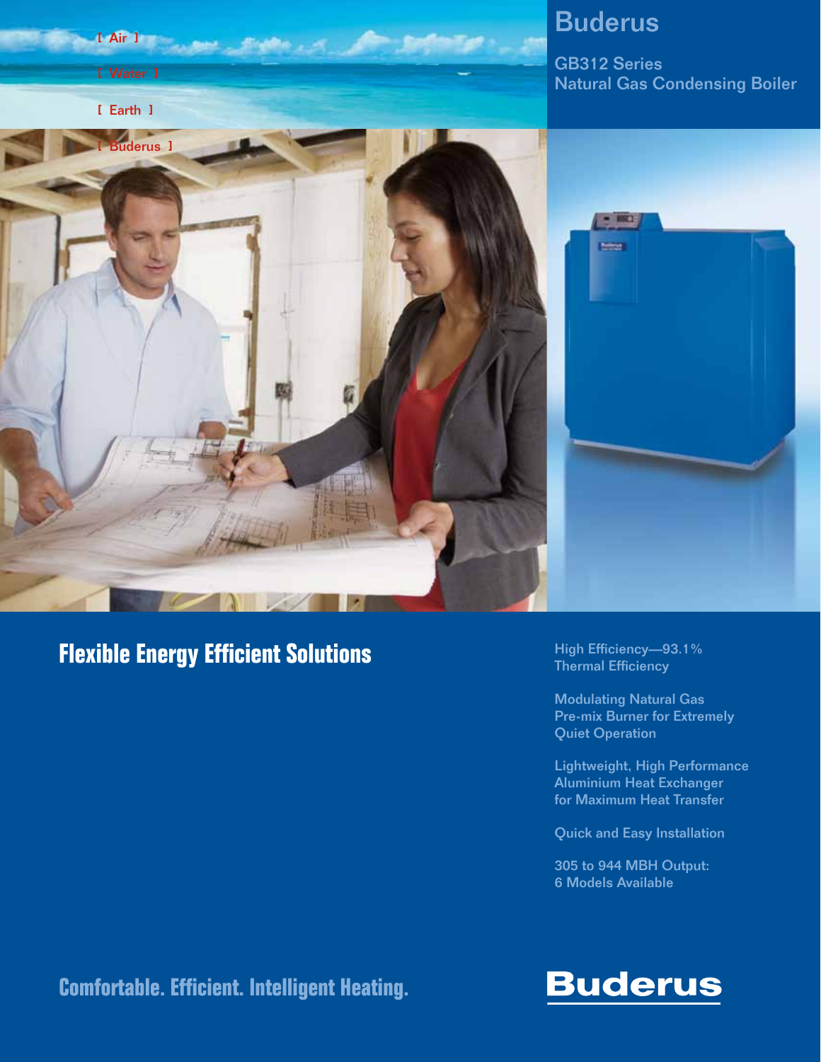[ Air ]

[ Water ]

[ Earth ]

[ Buderus ]

# Buderus

## GB312 Series Natural Gas Condensing Boiler

## Flexible Energy Efficient Solutions

High Efficiency—93.1% Thermal Efficiency

Modulating Natural Gas Pre-mix Burner for Extremely Quiet Operation

Lightweight, High Performance Aluminium Heat Exchanger for Maximum Heat Transfer

Quick and Easy Installation

305 to 944 MBH Output: 6 Models Available

**Comfortable. Efficient. Intelligent Heating.**

Buderus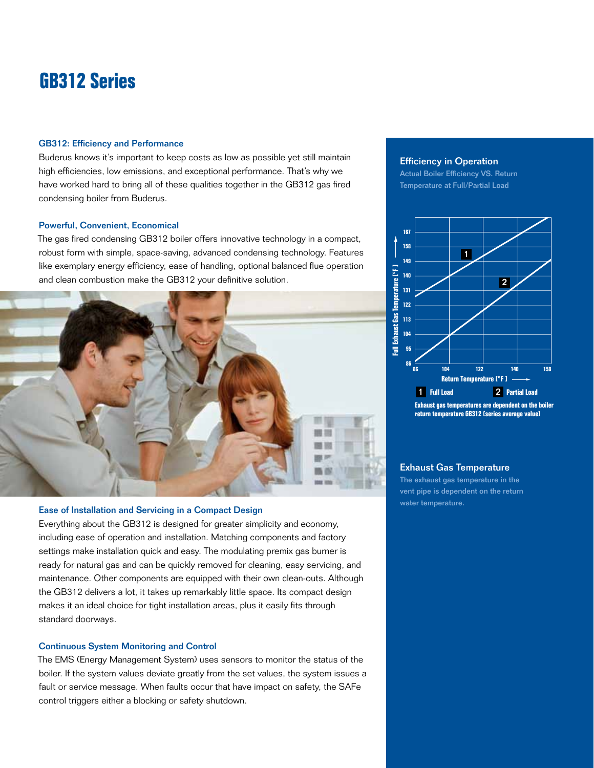# GB312 Series

### GB312: Efficiency and Performance

Buderus knows it's important to keep costs as low as possible yet still maintain high efficiencies, low emissions, and exceptional performance. That's why we have worked hard to bring all of these qualities together in the GB312 gas fired condensing boiler from Buderus.

### Powerful, Convenient, Economical

The gas fired condensing GB312 boiler offers innovative technology in a compact, robust form with simple, space-saving, advanced condensing technology. Features like exemplary energy efficiency, ease of handling, optional balanced flue operation and clean combustion make the GB312 your definitive solution.

### Ease of Installation and Servicing in a Compact Design

Everything about the GB312 is designed for greater simplicity and economy, including ease of operation and installation. Matching components and factory settings make installation quick and easy. The modulating premix gas burner is ready for natural gas and can be quickly removed for cleaning, easy servicing, and maintenance. Other components are equipped with their own clean-outs. Although the GB312 delivers a lot, it takes up remarkably little space. Its compact design makes it an ideal choice for tight installation areas, plus it easily fits through standard doorways.

### Continuous System Monitoring and Control

The EMS (Energy Management System) uses sensors to monitor the status of the boiler. If the system values deviate greatly from the set values, the system issues a fault or service message. When faults occur that have impact on safety, the SAFe control triggers either a blocking or safety shutdown.

### Efficiency in Operation

Actual Boiler Efficiency VS. Return Temperature at Full/Partial Load

Full Exhaust Gas Temperature [°F] (86, 95, 104, 113, 122, 131, 140, 149, 158, 167) vs. Return Temperature [°F] (86, 104, 122, 140, 158)

1 Full Load  2 Partial Load

Exhaust gas temperatures are dependent on the boiler return temperature GB312 (series average value)

### Exhaust Gas Temperature

The exhaust gas temperature in the vent pipe is dependent on the return water temperature.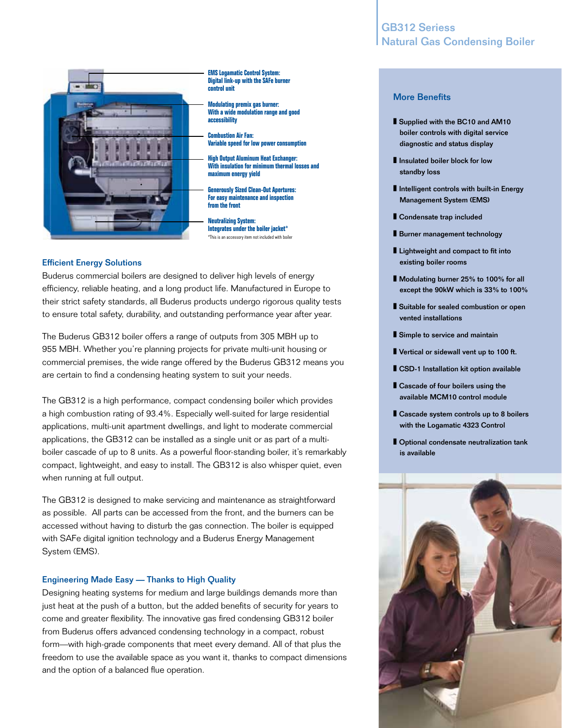# GB312 Seriess
## Natural Gas Condensing Boiler

**EMS Logamatic Control System:** Digital link-up with the SAFe burner control unit

**Modulating premix gas burner:** With a wide modulation range and good accessibility

**Combustion Air Fan:** Variable speed for low power consumption

**High Output Aluminum Heat Exchanger:** With insulation for minimum thermal losses and maximum energy yield

**Generously Sized Clean-Out Apertures:** For easy maintenance and inspection from the front

**Neutralizing System:** Integrates under the boiler jacket*

*This is an accessory item not included with boiler

### Efficient Energy Solutions

Buderus commercial boilers are designed to deliver high levels of energy efficiency, reliable heating, and a long product life. Manufactured in Europe to their strict safety standards, all Buderus products undergo rigorous quality tests to ensure total safety, durability, and outstanding performance year after year.

The Buderus GB312 boiler offers a range of outputs from 305 MBH up to 955 MBH. Whether you're planning projects for private multi-unit housing or commercial premises, the wide range offered by the Buderus GB312 means you are certain to find a condensing heating system to suit your needs.

The GB312 is a high performance, compact condensing boiler which provides a high combustion rating of 93.4%. Especially well-suited for large residential applications, multi-unit apartment dwellings, and light to moderate commercial applications, the GB312 can be installed as a single unit or as part of a multi-boiler cascade of up to 8 units. As a powerful floor-standing boiler, it's remarkably compact, lightweight, and easy to install. The GB312 is also whisper quiet, even when running at full output.

The GB312 is designed to make servicing and maintenance as straightforward as possible. All parts can be accessed from the front, and the burners can be accessed without having to disturb the gas connection. The boiler is equipped with SAFe digital ignition technology and a Buderus Energy Management System (EMS).

### Engineering Made Easy — Thanks to High Quality

Designing heating systems for medium and large buildings demands more than just heat at the push of a button, but the added benefits of security for years to come and greater flexibility. The innovative gas fired condensing GB312 boiler from Buderus offers advanced condensing technology in a compact, robust form—with high-grade components that meet every demand. All of that plus the freedom to use the available space as you want it, thanks to compact dimensions and the option of a balanced flue operation.

### More Benefits

- Supplied with the BC10 and AM10 boiler controls with digital service diagnostic and status display
- Insulated boiler block for low standby loss
- Intelligent controls with built-in Energy Management System (EMS)
- Condensate trap included
- Burner management technology
- Lightweight and compact to fit into existing boiler rooms
- Modulating burner 25% to 100% for all except the 90kW which is 33% to 100%
- Suitable for sealed combustion or open vented installations
- Simple to service and maintain
- Vertical or sidewall vent up to 100 ft.
- CSD-1 Installation kit option available
- Cascade of four boilers using the available MCM10 control module
- Cascade system controls up to 8 boilers with the Logamatic 4323 Control
- Optional condensate neutralization tank is available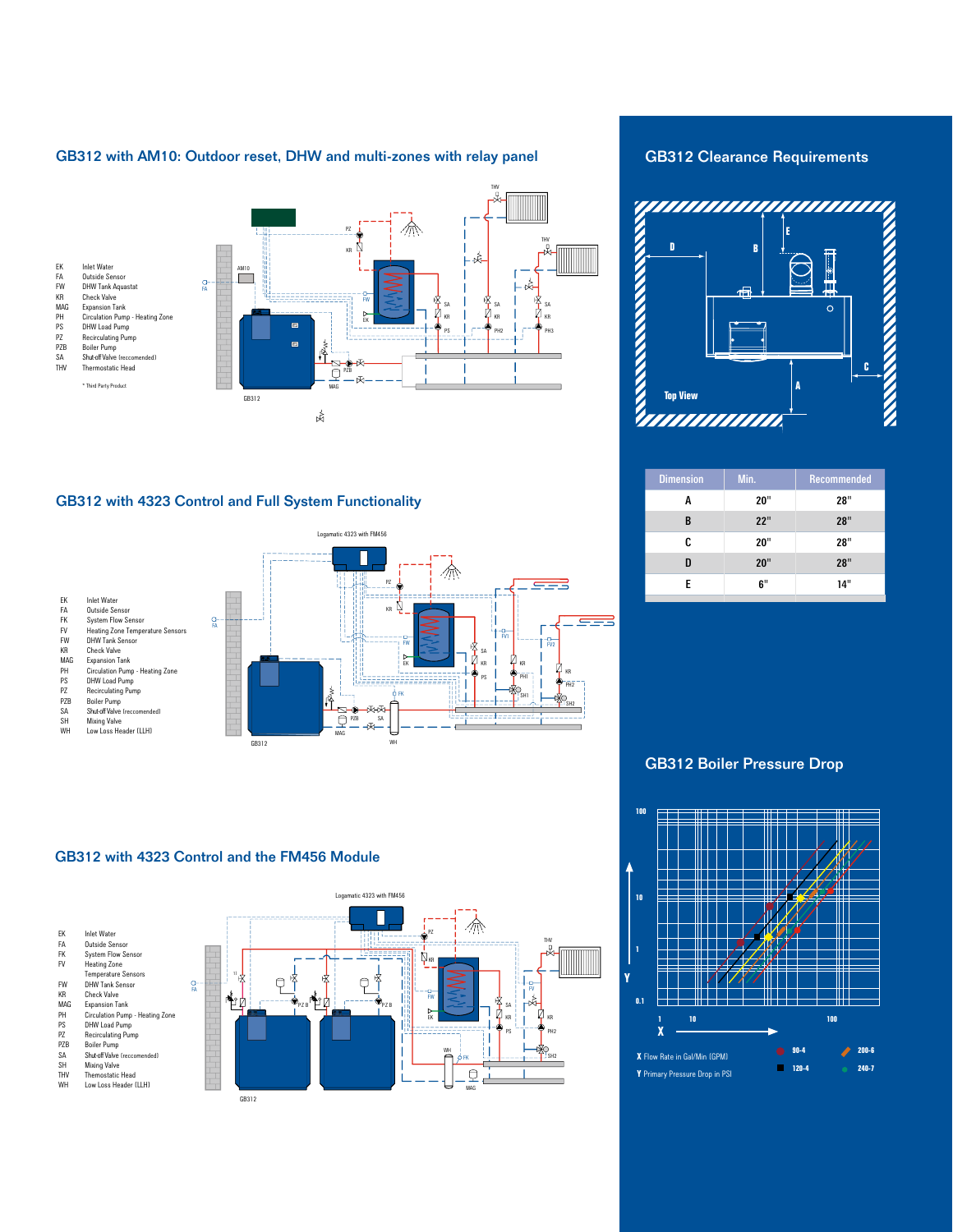## GB312 with AM10: Outdoor reset, DHW and multi-zones with relay panel

| | |
|---|---|
| EK | Inlet Water |
| FA | Outside Sensor |
| FW | DHW Tank Aquastat |
| KR | Check Valve |
| MAG | Expansion Tank |
| PH | Circulation Pump - Heating Zone |
| PS | DHW Load Pump |
| PZ | Recirculating Pump |
| PZB | Boiler Pump |
| SA | Shut-off Valve (reccomended) |
| THV | Thermostatic Head |

\* Third Party Product

## GB312 with 4323 Control and Full System Functionality

| | |
|---|---|
| EK | Inlet Water |
| FA | Outside Sensor |
| FK | System Flow Sensor |
| FV | Heating Zone Temperature Sensors |
| FW | DHW Tank Sensor |
| KR | Check Valve |
| MAG | Expansion Tank |
| PH | Circulation Pump - Heating Zone |
| PS | DHW Load Pump |
| PZ | Recirculating Pump |
| PZB | Boiler Pump |
| SA | Shut-off Valve (reccomended) |
| SH | Mixing Valve |
| WH | Low Loss Header (LLH) |

## GB312 with 4323 Control and the FM456 Module

| | |
|---|---|
| EK | Inlet Water |
| FA | Outside Sensor |
| FK | System Flow Sensor |
| FV | Heating Zone Temperature Sensors |
| FW | DHW Tank Sensor |
| KR | Check Valve |
| MAG | Expansion Tank |
| PH | Circulation Pump - Heating Zone |
| PS | DHW Load Pump |
| PZ | Recirculating Pump |
| PZB | Boiler Pump |
| SA | Shut-off Valve (reccomended) |
| SH | Mixing Valve |
| THV | Thermostatic Head |
| WH | Low Loss Header (LLH) |

## GB312 Clearance Requirements

| Dimension | Min. | Recommended |
|---|---|---|
| A | 20" | 28" |
| B | 22" | 28" |
| C | 20" | 28" |
| D | 20" | 28" |
| E | 6" | 14" |

## GB312 Boiler Pressure Drop

X Flow Rate in Gal/Min (GPM)

Y Primary Pressure Drop in PSI

90-4, 120-4, 200-6, 240-7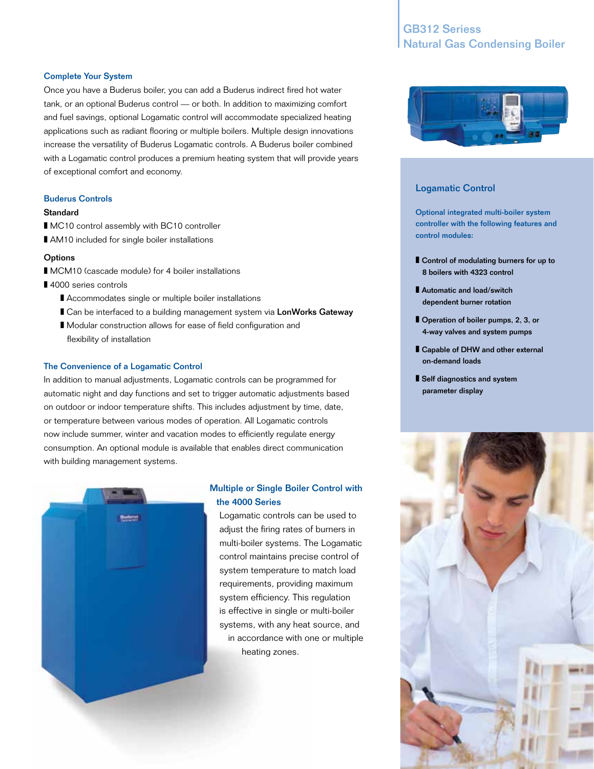## Complete Your System

Once you have a Buderus boiler, you can add a Buderus indirect fired hot water tank, or an optional Buderus control — or both. In addition to maximizing comfort and fuel savings, optional Logamatic control will accommodate specialized heating applications such as radiant flooring or multiple boilers. Multiple design innovations increase the versatility of Buderus Logamatic controls. A Buderus boiler combined with a Logamatic control produces a premium heating system that will provide years of exceptional comfort and economy.

## Buderus Controls

**Standard**

- MC10 control assembly with BC10 controller
- AM10 included for single boiler installations

**Options**

- MCM10 (cascade module) for 4 boiler installations
- 4000 series controls
  - Accommodates single or multiple boiler installations
  - Can be interfaced to a building management system via **LonWorks Gateway**
  - Modular construction allows for ease of field configuration and flexibility of installation

## The Convenience of a Logamatic Control

In addition to manual adjustments, Logamatic controls can be programmed for automatic night and day functions and set to trigger automatic adjustments based on outdoor or indoor temperature shifts. This includes adjustment by time, date, or temperature between various modes of operation. All Logamatic controls now include summer, winter and vacation modes to efficiently regulate energy consumption. An optional module is available that enables direct communication with building management systems.

## Multiple or Single Boiler Control with the 4000 Series

Logamatic controls can be used to adjust the firing rates of burners in multi-boiler systems. The Logamatic control maintains precise control of system temperature to match load requirements, providing maximum system efficiency. This regulation is effective in single or multi-boiler systems, with any heat source, and in accordance with one or multiple heating zones.

## Logamatic Control

**Optional integrated multi-boiler system controller with the following features and control modules:**

- **Control of modulating burners for up to 8 boilers with 4323 control**
- **Automatic and load/switch dependent burner rotation**
- **Operation of boiler pumps, 2, 3, or 4-way valves and system pumps**
- **Capable of DHW and other external on-demand loads**
- **Self diagnostics and system parameter display**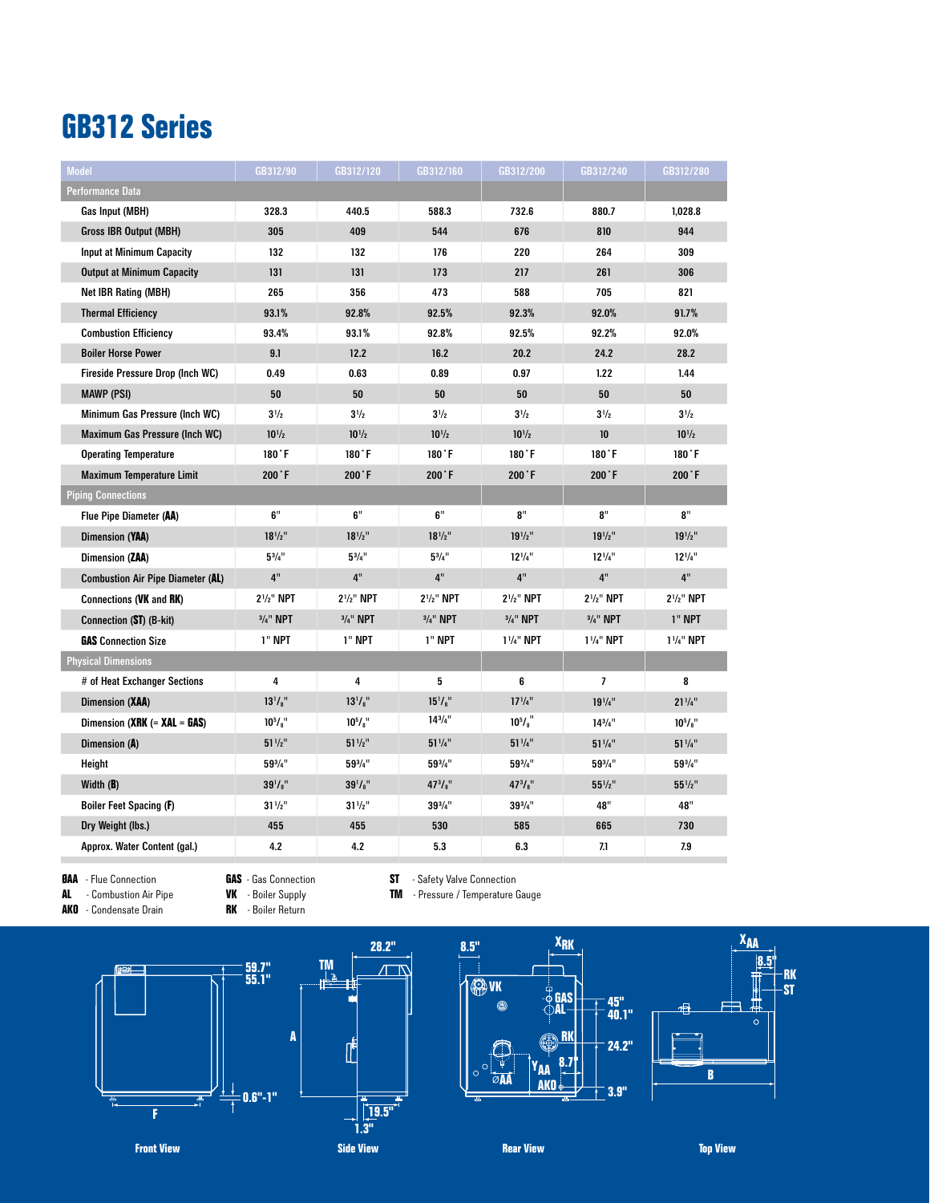# GB312 Series

| Model | GB312/90 | GB312/120 | GB312/160 | GB312/200 | GB312/240 | GB312/280 |
|---|---|---|---|---|---|---|
| **Performance Data** | | | | | | |
| Gas Input (MBH) | 328.3 | 440.5 | 588.3 | 732.6 | 880.7 | 1,028.8 |
| Gross IBR Output (MBH) | 305 | 409 | 544 | 676 | 810 | 944 |
| Input at Minimum Capacity | 132 | 132 | 176 | 220 | 264 | 309 |
| Output at Minimum Capacity | 131 | 131 | 173 | 217 | 261 | 306 |
| Net IBR Rating (MBH) | 265 | 356 | 473 | 588 | 705 | 821 |
| Thermal Efficiency | 93.1% | 92.8% | 92.5% | 92.3% | 92.0% | 91.7% |
| Combustion Efficiency | 93.4% | 93.1% | 92.8% | 92.5% | 92.2% | 92.0% |
| Boiler Horse Power | 9.1 | 12.2 | 16.2 | 20.2 | 24.2 | 28.2 |
| Fireside Pressure Drop (Inch WC) | 0.49 | 0.63 | 0.89 | 0.97 | 1.22 | 1.44 |
| MAWP (PSI) | 50 | 50 | 50 | 50 | 50 | 50 |
| Minimum Gas Pressure (Inch WC) | 3 1/2 | 3 1/2 | 3 1/2 | 3 1/2 | 3 1/2 | 3 1/2 |
| Maximum Gas Pressure (Inch WC) | 10 1/2 | 10 1/2 | 10 1/2 | 10 1/2 | 10 | 10 1/2 |
| Operating Temperature | 180˚F | 180˚F | 180˚F | 180˚F | 180˚F | 180˚F |
| Maximum Temperature Limit | 200˚F | 200˚F | 200˚F | 200˚F | 200˚F | 200˚F |
| **Piping Connections** | | | | | | |
| Flue Pipe Diameter (**AA**) | 6" | 6" | 6" | 8" | 8" | 8" |
| Dimension (**YAA**) | 18 1/2" | 18 1/2" | 18 1/2" | 19 1/2" | 19 1/2" | 19 1/2" |
| Dimension (**ZAA**) | 5 3/4" | 5 3/4" | 5 3/4" | 12 1/4" | 12 1/4" | 12 1/4" |
| Combustion Air Pipe Diameter (**AL**) | 4" | 4" | 4" | 4" | 4" | 4" |
| Connections (**VK** and **RK**) | 2 1/2" NPT | 2 1/2" NPT | 2 1/2" NPT | 2 1/2" NPT | 2 1/2" NPT | 2 1/2" NPT |
| Connection (**ST**) (B-kit) | 3/4" NPT | 3/4" NPT | 3/4" NPT | 3/4" NPT | 3/4" NPT | 1" NPT |
| **GAS** Connection Size | 1" NPT | 1" NPT | 1" NPT | 1 1/4" NPT | 1 1/4" NPT | 1 1/4" NPT |
| **Physical Dimensions** | | | | | | |
| # of Heat Exchanger Sections | 4 | 4 | 5 | 6 | 7 | 8 |
| Dimension (**XAA**) | 13 1/8" | 13 1/8" | 15 1/8" | 17 1/4" | 19 1/4" | 21 1/4" |
| Dimension (**XRK** (= **XAL** = **GAS**) | 10 5/8" | 10 5/8" | 14 3/4" | 10 5/8" | 14 3/4" | 10 5/8" |
| Dimension (**A**) | 51 1/2" | 51 1/2" | 51 1/4" | 51 1/4" | 51 1/4" | 51 1/4" |
| Height | 59 3/4" | 59 3/4" | 59 3/4" | 59 3/4" | 59 3/4" | 59 3/4" |
| Width (**B**) | 39 1/8" | 39 1/8" | 47 3/8" | 47 3/8" | 55 1/2" | 55 1/2" |
| Boiler Feet Spacing (**F**) | 31 1/2" | 31 1/2" | 39 3/4" | 39 3/4" | 48" | 48" |
| Dry Weight (lbs.) | 455 | 455 | 530 | 585 | 665 | 730 |
| Approx. Water Content (gal.) | 4.2 | 4.2 | 5.3 | 6.3 | 7.1 | 7.9 |

**ØAA** - Flue Connection
**AL** - Combustion Air Pipe
**AKO** - Condensate Drain
**GAS** - Gas Connection
**VK** - Boiler Supply
**RK** - Boiler Return
**ST** - Safety Valve Connection
**TM** - Pressure / Temperature Gauge

Front View

Side View

Rear View

Top View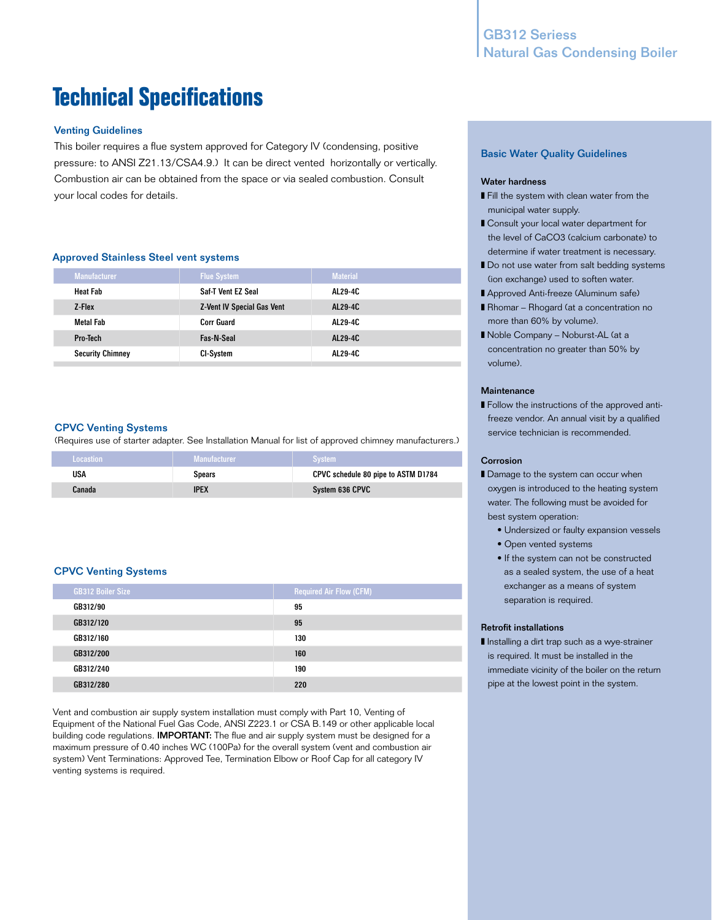# Technical Specifications

### Venting Guidelines

This boiler requires a flue system approved for Category IV (condensing, positive pressure: to ANSI Z21.13/CSA4.9.) It can be direct vented horizontally or vertically. Combustion air can be obtained from the space or via sealed combustion. Consult your local codes for details.

### Approved Stainless Steel vent systems

| Manufacturer | Flue System | Material |
|---|---|---|
| Heat Fab | Saf-T Vent EZ Seal | AL29-4C |
| Z-Flex | Z-Vent IV Special Gas Vent | AL29-4C |
| Metal Fab | Corr Guard | AL29-4C |
| Pro-Tech | Fas-N-Seal | AL29-4C |
| Security Chimney | CI-System | AL29-4C |

### CPVC Venting Systems

(Requires use of starter adapter. See Installation Manual for list of approved chimney manufacturers.)

| Locastion | Manufacturer | System |
|---|---|---|
| USA | Spears | CPVC schedule 80 pipe to ASTM D1784 |
| Canada | IPEX | System 636 CPVC |

### CPVC Venting Systems

| GB312 Boiler Size | Required Air Flow (CFM) |
|---|---|
| GB312/90 | 95 |
| GB312/120 | 95 |
| GB312/160 | 130 |
| GB312/200 | 160 |
| GB312/240 | 190 |
| GB312/280 | 220 |

Vent and combustion air supply system installation must comply with Part 10, Venting of Equipment of the National Fuel Gas Code, ANSI Z223.1 or CSA B.149 or other applicable local building code regulations. **IMPORTANT:** The flue and air supply system must be designed for a maximum pressure of 0.40 inches WC (100Pa) for the overall system (vent and combustion air system) Vent Terminations: Approved Tee, Termination Elbow or Roof Cap for all category IV venting systems is required.

### Basic Water Quality Guidelines

**Water hardness**

- Fill the system with clean water from the municipal water supply.
- Consult your local water department for the level of $CaCO_3$ (calcium carbonate) to determine if water treatment is necessary.
- Do not use water from salt bedding systems (ion exchange) used to soften water.
- Approved Anti-freeze (Aluminum safe)
- Rhomar – Rhogard (at a concentration no more than 60% by volume).
- Noble Company – Noburst-AL (at a concentration no greater than 50% by volume).

**Maintenance**

- Follow the instructions of the approved anti-freeze vendor. An annual visit by a qualified service technician is recommended.

**Corrosion**

- Damage to the system can occur when oxygen is introduced to the heating system water. The following must be avoided for best system operation:
  - Undersized or faulty expansion vessels
  - Open vented systems
  - If the system can not be constructed as a sealed system, the use of a heat exchanger as a means of system separation is required.

**Retrofit installations**

- Installing a dirt trap such as a wye-strainer is required. It must be installed in the immediate vicinity of the boiler on the return pipe at the lowest point in the system.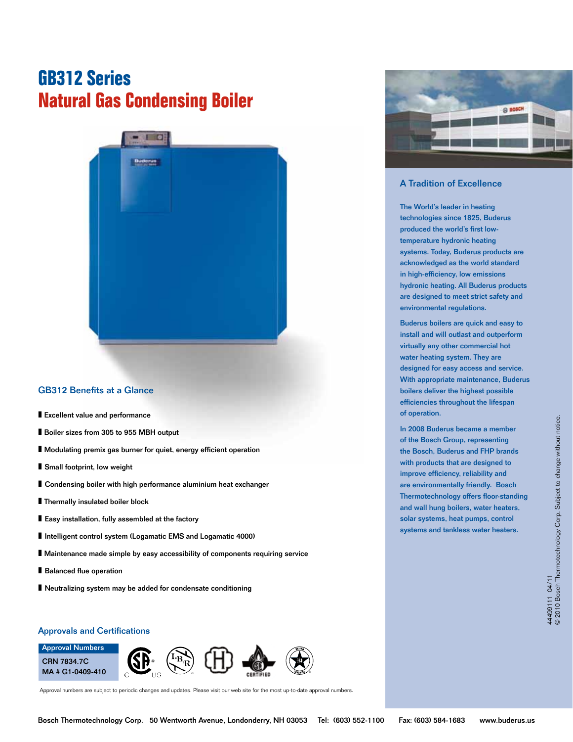# GB312 Series
# Natural Gas Condensing Boiler

## GB312 Benefits at a Glance

- Excellent value and performance
- Boiler sizes from 305 to 955 MBH output
- Modulating premix gas burner for quiet, energy efficient operation
- Small footprint, low weight
- Condensing boiler with high performance aluminium heat exchanger
- Thermally insulated boiler block
- Easy installation, fully assembled at the factory
- Intelligent control system (Logamatic EMS and Logamatic 4000)
- Maintenance made simple by easy accessibility of components requiring service
- Balanced flue operation
- Neutralizing system may be added for condensate conditioning

## Approvals and Certifications

| Approval Numbers |
|---|
| CRN 7834.7C |
| MA # G1-0409-410 |

Approval numbers are subject to periodic changes and updates. Please visit our web site for the most up-to-date approval numbers.

## A Tradition of Excellence

The World's leader in heating technologies since 1825, Buderus produced the world's first low-temperature hydronic heating systems. Today, Buderus products are acknowledged as the world standard in high-efficiency, low emissions hydronic heating. All Buderus products are designed to meet strict safety and environmental regulations.

Buderus boilers are quick and easy to install and will outlast and outperform virtually any other commercial hot water heating system. They are designed for easy access and service. With appropriate maintenance, Buderus boilers deliver the highest possible efficiencies throughout the lifespan of operation.

In 2008 Buderus became a member of the Bosch Group, representing the Bosch, Buderus and FHP brands with products that are designed to improve efficiency, reliability and are environmentally friendly. Bosch Thermotechnology offers floor-standing and wall hung boilers, water heaters, solar systems, heat pumps, control systems and tankless water heaters.

44499111 04/11
© 2010 Bosch Thermotechnology Corp. Subject to change without notice.

Bosch Thermotechnology Corp. 50 Wentworth Avenue, Londonderry, NH 03053 Tel: (603) 552-1100 Fax: (603) 584-1683 www.buderus.us